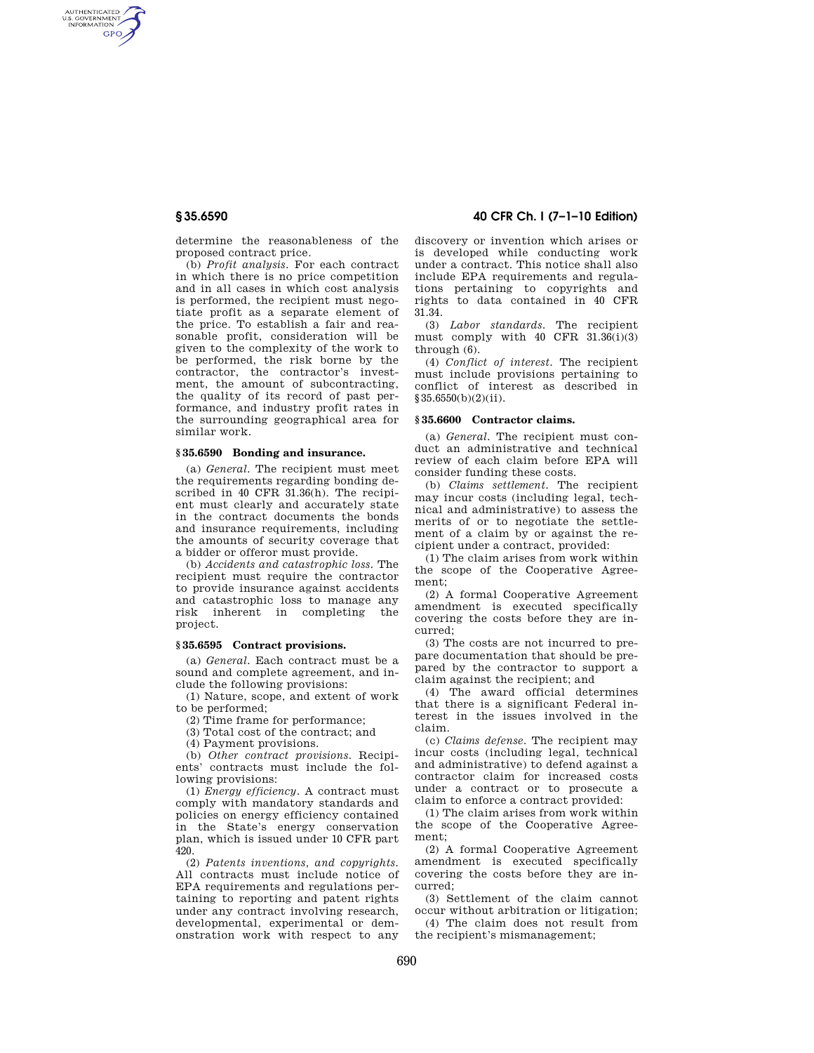determine the reasonableness of the proposed contract price.

(b) *Profit analysis.* For each contract in which there is no price competition and in all cases in which cost analysis is performed, the recipient must negotiate profit as a separate element of the price. To establish a fair and reasonable profit, consideration will be given to the complexity of the work to be performed, the risk borne by the contractor, the contractor's investment, the amount of subcontracting, the quality of its record of past performance, and industry profit rates in the surrounding geographical area for similar work.

### § 35.6590 Bonding and insurance.

(a) *General.* The recipient must meet the requirements regarding bonding described in 40 CFR 31.36(h). The recipient must clearly and accurately state in the contract documents the bonds and insurance requirements, including the amounts of security coverage that a bidder or offeror must provide.

(b) *Accidents and catastrophic loss.* The recipient must require the contractor to provide insurance against accidents and catastrophic loss to manage any risk inherent in completing the project.

### § 35.6595 Contract provisions.

(a) *General.* Each contract must be a sound and complete agreement, and include the following provisions:

(1) Nature, scope, and extent of work to be performed;

(2) Time frame for performance;

(3) Total cost of the contract; and

(4) Payment provisions.

(b) *Other contract provisions.* Recipients' contracts must include the following provisions:

(1) *Energy efficiency.* A contract must comply with mandatory standards and policies on energy efficiency contained in the State's energy conservation plan, which is issued under 10 CFR part 420.

(2) *Patents inventions, and copyrights.* All contracts must include notice of EPA requirements and regulations pertaining to reporting and patent rights under any contract involving research, developmental, experimental or demonstration work with respect to any discovery or invention which arises or is developed while conducting work under a contract. This notice shall also include EPA requirements and regulations pertaining to copyrights and rights to data contained in 40 CFR 31.34.

(3) *Labor standards.* The recipient must comply with 40 CFR 31.36(i)(3) through (6).

(4) *Conflict of interest.* The recipient must include provisions pertaining to conflict of interest as described in §35.6550(b)(2)(ii).

### § 35.6600 Contractor claims.

(a) *General.* The recipient must conduct an administrative and technical review of each claim before EPA will consider funding these costs.

(b) *Claims settlement.* The recipient may incur costs (including legal, technical and administrative) to assess the merits of or to negotiate the settlement of a claim by or against the recipient under a contract, provided:

(1) The claim arises from work within the scope of the Cooperative Agreement;

(2) A formal Cooperative Agreement amendment is executed specifically covering the costs before they are incurred;

(3) The costs are not incurred to prepare documentation that should be prepared by the contractor to support a claim against the recipient; and

(4) The award official determines that there is a significant Federal interest in the issues involved in the claim.

(c) *Claims defense.* The recipient may incur costs (including legal, technical and administrative) to defend against a contractor claim for increased costs under a contract or to prosecute a claim to enforce a contract provided:

(1) The claim arises from work within the scope of the Cooperative Agreement;

(2) A formal Cooperative Agreement amendment is executed specifically covering the costs before they are incurred;

(3) Settlement of the claim cannot occur without arbitration or litigation;

(4) The claim does not result from the recipient's mismanagement;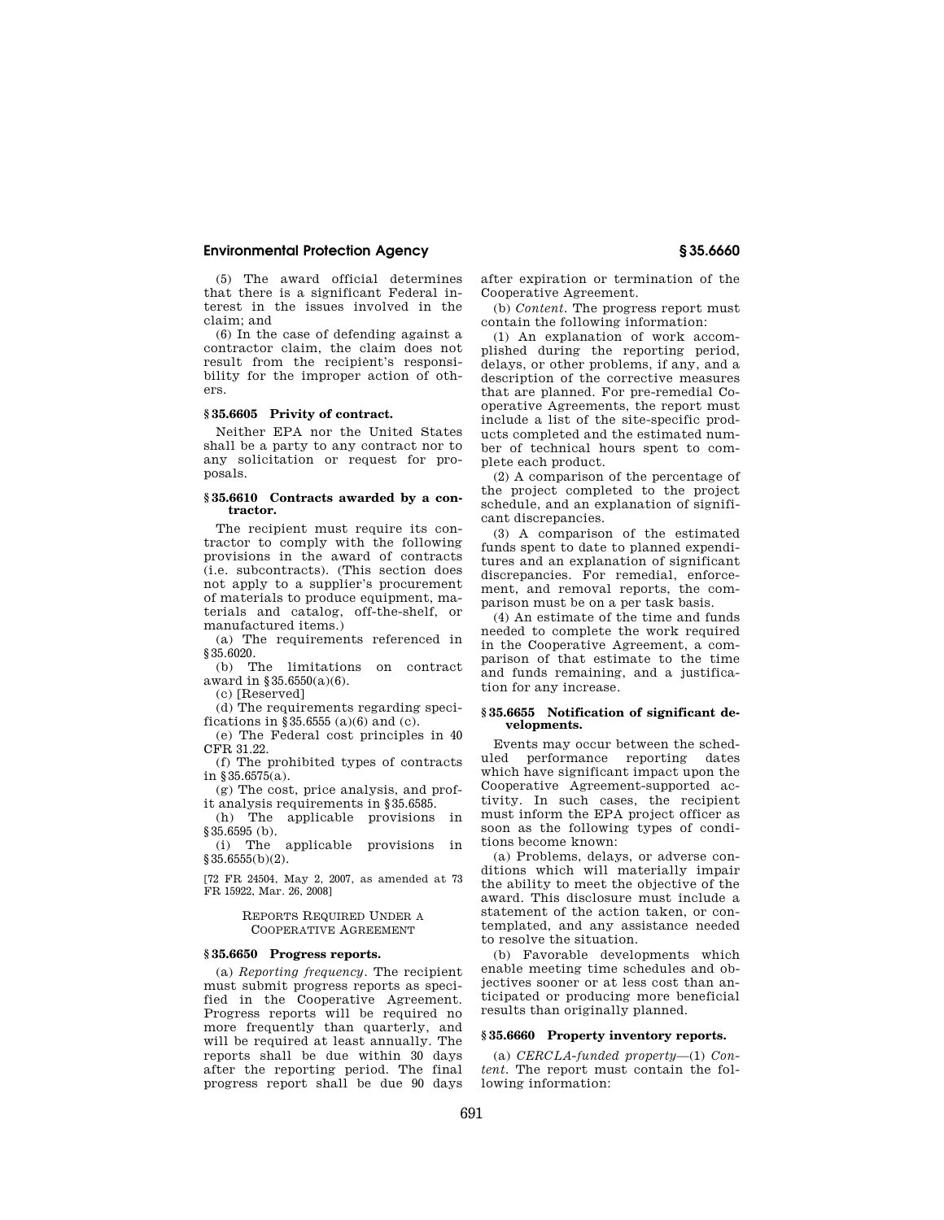(5) The award official determines that there is a significant Federal interest in the issues involved in the claim; and

(6) In the case of defending against a contractor claim, the claim does not result from the recipient's responsibility for the improper action of others.

### § 35.6605 Privity of contract.

Neither EPA nor the United States shall be a party to any contract nor to any solicitation or request for proposals.

### § 35.6610 Contracts awarded by a contractor.

The recipient must require its contractor to comply with the following provisions in the award of contracts (i.e. subcontracts). (This section does not apply to a supplier's procurement of materials to produce equipment, materials and catalog, off-the-shelf, or manufactured items.)

(a) The requirements referenced in § 35.6020.

(b) The limitations on contract award in § 35.6550(a)(6).

(c) [Reserved]

(d) The requirements regarding specifications in § 35.6555 (a)(6) and (c).

(e) The Federal cost principles in 40 CFR 31.22.

(f) The prohibited types of contracts in § 35.6575(a).

(g) The cost, price analysis, and profit analysis requirements in § 35.6585.

(h) The applicable provisions in § 35.6595 (b).

(i) The applicable provisions in § 35.6555(b)(2).

[72 FR 24504, May 2, 2007, as amended at 73 FR 15922, Mar. 26, 2008]

## Reports Required Under a Cooperative Agreement

### § 35.6650 Progress reports.

(a) *Reporting frequency.* The recipient must submit progress reports as specified in the Cooperative Agreement. Progress reports will be required no more frequently than quarterly, and will be required at least annually. The reports shall be due within 30 days after the reporting period. The final progress report shall be due 90 days after expiration or termination of the Cooperative Agreement.

(b) *Content.* The progress report must contain the following information:

(1) An explanation of work accomplished during the reporting period, delays, or other problems, if any, and a description of the corrective measures that are planned. For pre-remedial Cooperative Agreements, the report must include a list of the site-specific products completed and the estimated number of technical hours spent to complete each product.

(2) A comparison of the percentage of the project completed to the project schedule, and an explanation of significant discrepancies.

(3) A comparison of the estimated funds spent to date to planned expenditures and an explanation of significant discrepancies. For remedial, enforcement, and removal reports, the comparison must be on a per task basis.

(4) An estimate of the time and funds needed to complete the work required in the Cooperative Agreement, a comparison of that estimate to the time and funds remaining, and a justification for any increase.

### § 35.6655 Notification of significant developments.

Events may occur between the scheduled performance reporting dates which have significant impact upon the Cooperative Agreement-supported activity. In such cases, the recipient must inform the EPA project officer as soon as the following types of conditions become known:

(a) Problems, delays, or adverse conditions which will materially impair the ability to meet the objective of the award. This disclosure must include a statement of the action taken, or contemplated, and any assistance needed to resolve the situation.

(b) Favorable developments which enable meeting time schedules and objectives sooner or at less cost than anticipated or producing more beneficial results than originally planned.

### § 35.6660 Property inventory reports.

(a) *CERCLA-funded property*—(1) *Content.* The report must contain the following information: